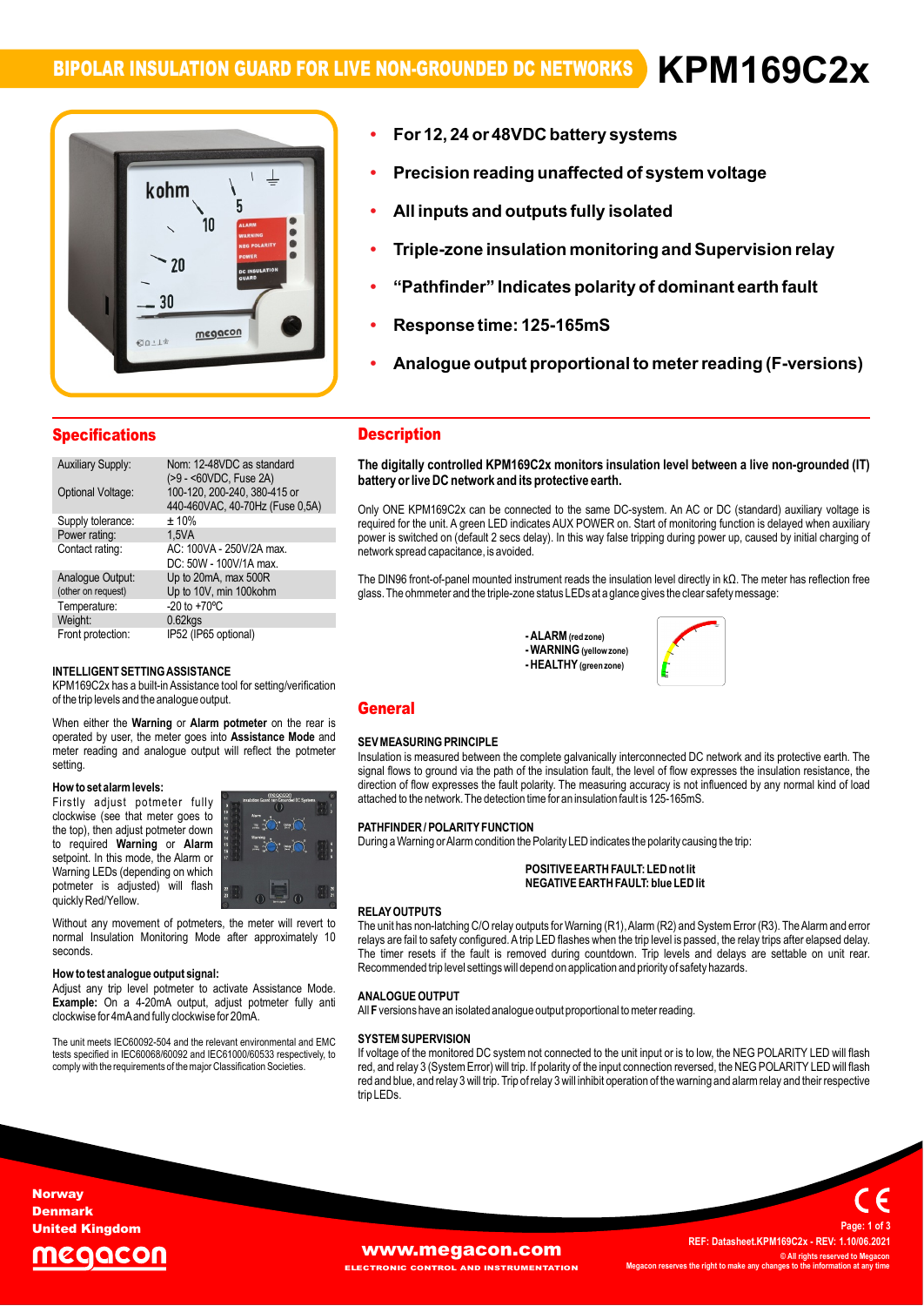# BIPOLAR INSULATION GUARD FOR LIVE NON-GROUNDED DC NETWORKS KPM169C2x

- **For 12, 24 or 48VDC battery systems**
- **Precision reading unaffected of system voltage**
- **All inputs and outputs fully isolated**
- **Triple-zone insulation monitoring and Supervision relay**
- **"Pathfinder" Indicates polarity of dominant earth fault**
- **Response time: 125-165mS**
- **Analogue output proportional to meter reading (F-versions)**

## Specifications

| | |
|---|---|
| Auxiliary Supply: | Nom: 12-48VDC as standard (>9 - <60VDC, Fuse 2A) |
| Optional Voltage: | 100-120, 200-240, 380-415 or 440-460VAC, 40-70Hz (Fuse 0,5A) |
| Supply tolerance: | ± 10% |
| Power rating: | 1,5VA |
| Contact rating: | AC: 100VA - 250V/2A max. DC: 50W - 100V/1A max. |
| Analogue Output: (other on request) | Up to 20mA, max 500R Up to 10V, min 100kohm |
| Temperature: | -20 to +70ºC |
| Weight: | 0.62kgs |
| Front protection: | IP52 (IP65 optional) |

### INTELLIGENT SETTING ASSISTANCE

KPM169C2x has a built-in Assistance tool for setting/verification of the trip levels and the analogue output.

When either the **Warning** or **Alarm potmeter** on the rear is operated by user, the meter goes into **Assistance Mode** and meter reading and analogue output will reflect the potmeter setting.

**How to set alarm levels:**

Firstly adjust potmeter fully clockwise (see that meter goes to the top), then adjust potmeter down to required **Warning** or **Alarm** setpoint. In this mode, the Alarm or Warning LEDs (depending on which potmeter is adjusted) will flash quickly Red/Yellow.

Without any movement of potmeters, the meter will revert to normal Insulation Monitoring Mode after approximately 10 seconds.

**How to test analogue output signal:**

Adjust any trip level potmeter to activate Assistance Mode. **Example:** On a 4-20mA output, adjust potmeter fully anti clockwise for 4mA and fully clockwise for 20mA.

The unit meets IEC60092-504 and the relevant environmental and EMC tests specified in IEC60068/60092 and IEC61000/60533 respectively, to comply with the requirements of the major Classification Societies.

## Description

**The digitally controlled KPM169C2x monitors insulation level between a live non-grounded (IT) battery or live DC network and its protective earth.**

Only ONE KPM169C2x can be connected to the same DC-system. An AC or DC (standard) auxiliary voltage is required for the unit. A green LED indicates AUX POWER on. Start of monitoring function is delayed when auxiliary power is switched on (default 2 secs delay). In this way false tripping during power up, caused by initial charging of network spread capacitance, is avoided.

The DIN96 front-of-panel mounted instrument reads the insulation level directly in kΩ. The meter has reflection free glass. The ohmmeter and the triple-zone status LEDs at a glance gives the clear safety message:

- **ALARM** (red zone)
- **WARNING** (yellow zone)
- **HEALTHY** (green zone)

## General

### SEV MEASURING PRINCIPLE

Insulation is measured between the complete galvanically interconnected DC network and its protective earth. The signal flows to ground via the path of the insulation fault, the level of flow expresses the insulation resistance, the direction of flow expresses the fault polarity. The measuring accuracy is not influenced by any normal kind of load attached to the network. The detection time for an insulation fault is 125-165mS.

### PATHFINDER / POLARITY FUNCTION

During a Warning or Alarm condition the Polarity LED indicates the polarity causing the trip:

**POSITIVE EARTH FAULT: LED not lit**
**NEGATIVE EARTH FAULT: blue LED lit**

### RELAY OUTPUTS

The unit has non-latching C/O relay outputs for Warning (R1), Alarm (R2) and System Error (R3). The Alarm and error relays are fail to safety configured. A trip LED flashes when the trip level is passed, the relay trips after elapsed delay. The timer resets if the fault is removed during countdown. Trip levels and delays are settable on unit rear. Recommended trip level settings will depend on application and priority of safety hazards.

### ANALOGUE OUTPUT

All **F** versions have an isolated analogue output proportional to meter reading.

### SYSTEM SUPERVISION

If voltage of the monitored DC system not connected to the unit input or is to low, the NEG POLARITY LED will flash red, and relay 3 (System Error) will trip. If polarity of the input connection reversed, the NEG POLARITY LED will flash red and blue, and relay 3 will trip. Trip of relay 3 will inhibit operation of the warning and alarm relay and their respective trip LEDs.

Norway
Denmark
United Kingdom

www.megacon.com
ELECTRONIC CONTROL AND INSTRUMENTATION

REF: Datasheet.KPM169C2x - REV: 1.10/06.2021
© All rights reserved to Megacon
Megacon reserves the right to make any changes to the information at any time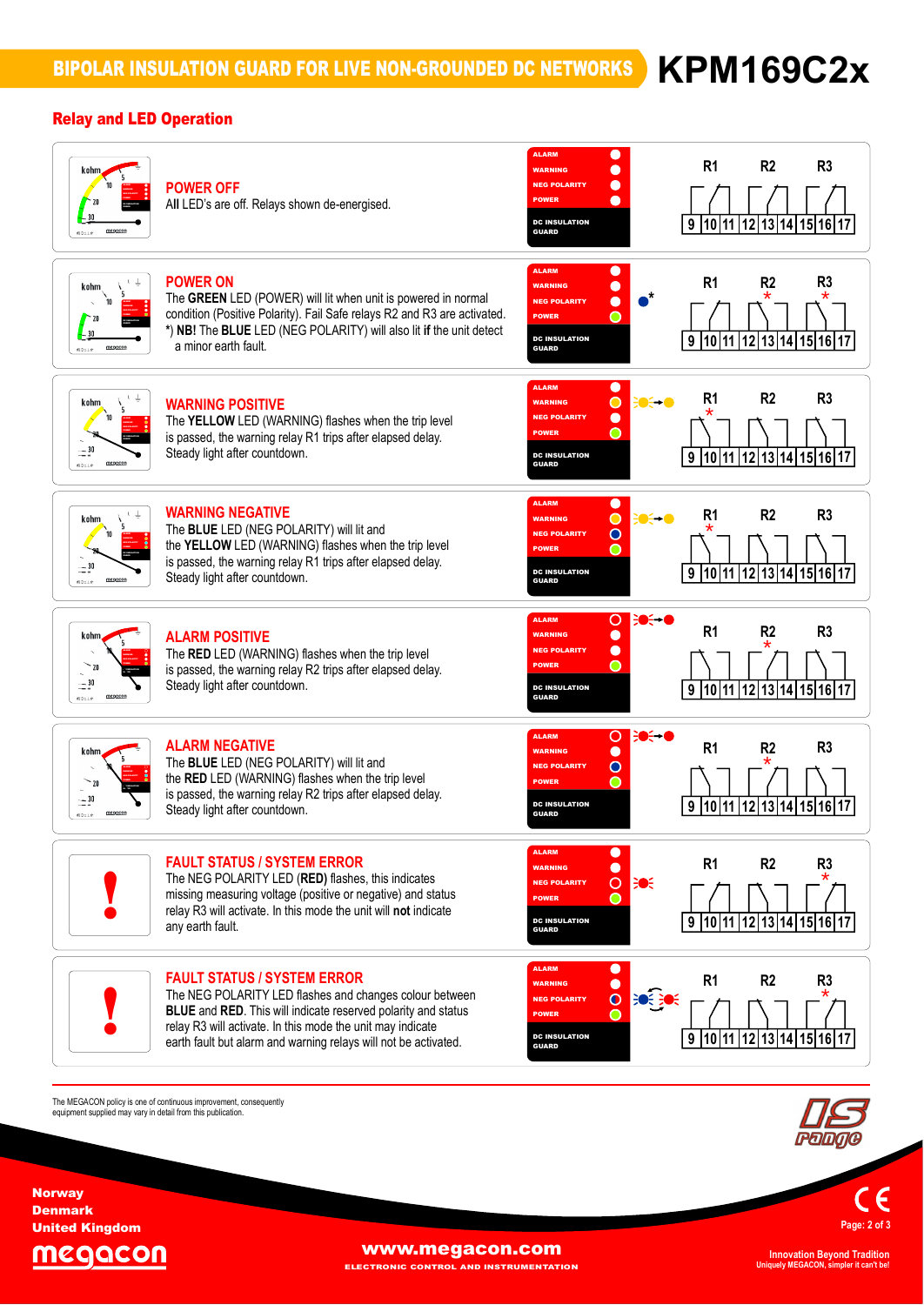# BIPOLAR INSULATION GUARD FOR LIVE NON-GROUNDED DC NETWORKS **KPM169C2x**

## Relay and LED Operation

### POWER OFF
All LED's are off. Relays shown de-energised.

### POWER ON
The **GREEN** LED (POWER) will lit when unit is powered in normal condition (Positive Polarity). Fail Safe relays R2 and R3 are activated.
*) **NB!** The **BLUE** LED (NEG POLARITY) will also lit **if** the unit detect a minor earth fault.

### WARNING POSITIVE
The **YELLOW** LED (WARNING) flashes when the trip level is passed, the warning relay R1 trips after elapsed delay.
Steady light after countdown.

### WARNING NEGATIVE
The **BLUE** LED (NEG POLARITY) will lit and the **YELLOW** LED (WARNING) flashes when the trip level is passed, the warning relay R1 trips after elapsed delay.
Steady light after countdown.

### ALARM POSITIVE
The **RED** LED (WARNING) flashes when the trip level is passed, the warning relay R2 trips after elapsed delay.
Steady light after countdown.

### ALARM NEGATIVE
The **BLUE** LED (NEG POLARITY) will lit and the **RED** LED (WARNING) flashes when the trip level is passed, the warning relay R2 trips after elapsed delay.
Steady light after countdown.

### FAULT STATUS / SYSTEM ERROR
The NEG POLARITY LED (**RED**) flashes, this indicates missing measuring voltage (positive or negative) and status relay R3 will activate. In this mode the unit will **not** indicate any earth fault.

### FAULT STATUS / SYSTEM ERROR
The NEG POLARITY LED flashes and changes colour between **BLUE** and **RED**. This will indicate reserved polarity and status relay R3 will activate. In this mode the unit will indicate earth fault but alarm and warning relays will not be activated.

The MEGACON policy is one of continuous improvement, consequently equipment supplied may vary in detail from this publication.

Norway
Denmark
United Kingdom

www.megacon.com
ELECTRONIC CONTROL AND INSTRUMENTATION

Innovation Beyond Tradition
Uniquely MEGACON, simpler it can't be!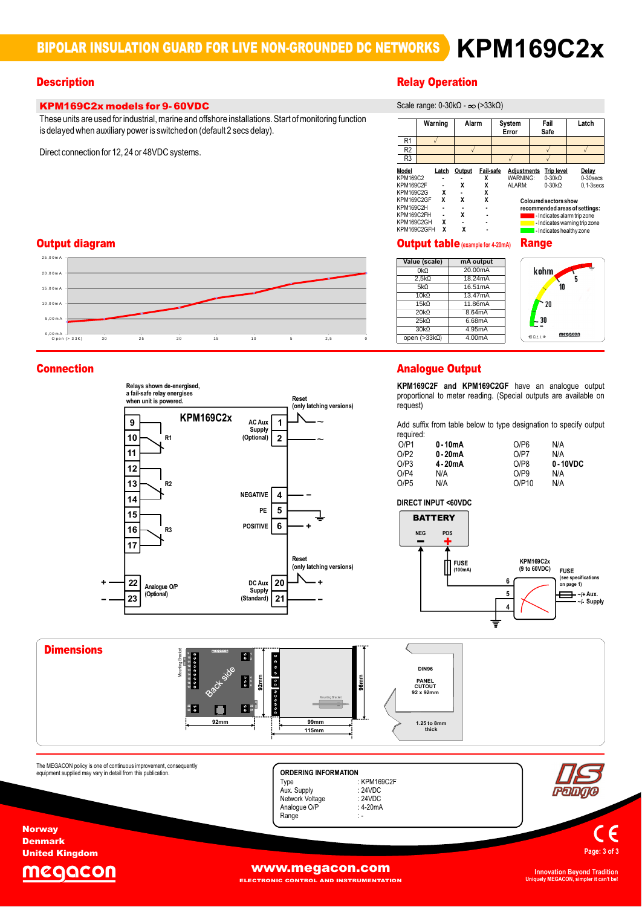# BIPOLAR INSULATION GUARD FOR LIVE NON-GROUNDED DC NETWORKS KPM169C2x

## Description

### KPM169C2x models for 9- 60VDC

These units are used for industrial, marine and offshore installations. Start of monitoring function is delayed when auxiliary power is switched on (default 2 secs delay).

Direct connection for 12, 24 or 48VDC systems.

## Relay Operation

Scale range: 0-30kΩ - ∞ (>33kΩ)

| | Warning | Alarm | System Error | Fail Safe | Latch |
|---|---|---|---|---|---|
| R1 | √ | | | | |
| R2 | | √ | | √ | √ |
| R3 | | | √ | √ | |

| Model | Latch | Output | Fail-safe |
|---|---|---|---|
| KPM169C2 | - | - | X |
| KPM169C2F | - | X | X |
| KPM169C2G | X | - | X |
| KPM169C2GF | X | X | X |
| KPM169C2H | - | - | - |
| KPM169C2FH | - | X | - |
| KPM169C2GH | X | - | - |
| KPM169C2GFH | X | X | - |

| Adjustments | Trip level | Delay |
|---|---|---|
| WARNING: | 0-30kΩ | 0-30secs |
| ALARM: | 0-30kΩ | 0,1-3secs |

Coloured sectors show recommended areas of settings:
- Indicates alarm trip zone
- Indicates warning trip zone
- Indicates healthy zone

## Output diagram

25,00mA
20,00mA
15,00mA
10,00mA
5,00mA
0,00mA
Open (> 33K) 30 25 20 15 10 5 2,5 0

## Output table (example for 4-20mA)

| Value (scale) | mA output |
|---|---|
| 0kΩ | 20.00mA |
| 2,5kΩ | 18.24mA |
| 5kΩ | 16.51mA |
| 10kΩ | 13.47mA |
| 15kΩ | 11.86mA |
| 20kΩ | 8.64mA |
| 25kΩ | 6.68mA |
| 30kΩ | 4.95mA |
| open (>33kΩ) | 4.00mA |

## Range

kohm
5
10
20
30
∞
megacon

## Connection

Relays shown de-energised, a fail-safe relay energises when unit is powered.

KPM169C2x

9, 10, 11 R1
12, 13, 14 R2
15, 16, 17 R3
22 + / 23 − Analogue O/P (Optional)
1 ~ / 2 ~ AC Aux Supply (Optional)
Reset (only latching versions)
4 NEGATIVE −
5 PE
6 POSITIVE +
Reset (only latching versions)
20 + / 21 − DC Aux Supply (Standard)

## Analogue Output

**KPM169C2F and KPM169C2GF** have an analogue output proportional to meter reading. (Special outputs are available on request)

Add suffix from table below to type designation to specify output required:

| | | | |
|---|---|---|---|
| O/P1 | **0-10mA** | O/P6 | N/A |
| O/P2 | **0-20mA** | O/P7 | N/A |
| O/P3 | **4-20mA** | O/P8 | **0-10VDC** |
| O/P4 | N/A | O/P9 | N/A |
| O/P5 | N/A | O/P10 | N/A |

**DIRECT INPUT <60VDC**

BATTERY
NEG POS
FUSE (100mA)
KPM169C2x (9 to 60VDC)
6 5 4
FUSE (see specifications on page 1)
~/+ Aux.
~/- Supply

## Dimensions

Mounting Bracket
Back side
92mm
96mm
92mm
99mm
115mm
DIN96
PANEL CUTOUT 92 x 92mm
1.25 to 8mm thick

The MEGACON policy is one of continuous improvement, consequently equipment supplied may vary in detail from this publication.

**ORDERING INFORMATION**

| | |
|---|---|
| Type | : KPM169C2F |
| Aux. Supply | : 24VDC |
| Network Voltage | : 24VDC |
| Analogue O/P | : 4-20mA |
| Range | : - |

Norway
Denmark
United Kingdom

www.megacon.com
ELECTRONIC CONTROL AND INSTRUMENTATION

Innovation Beyond Tradition
Uniquely MEGACON, simpler it can't be!